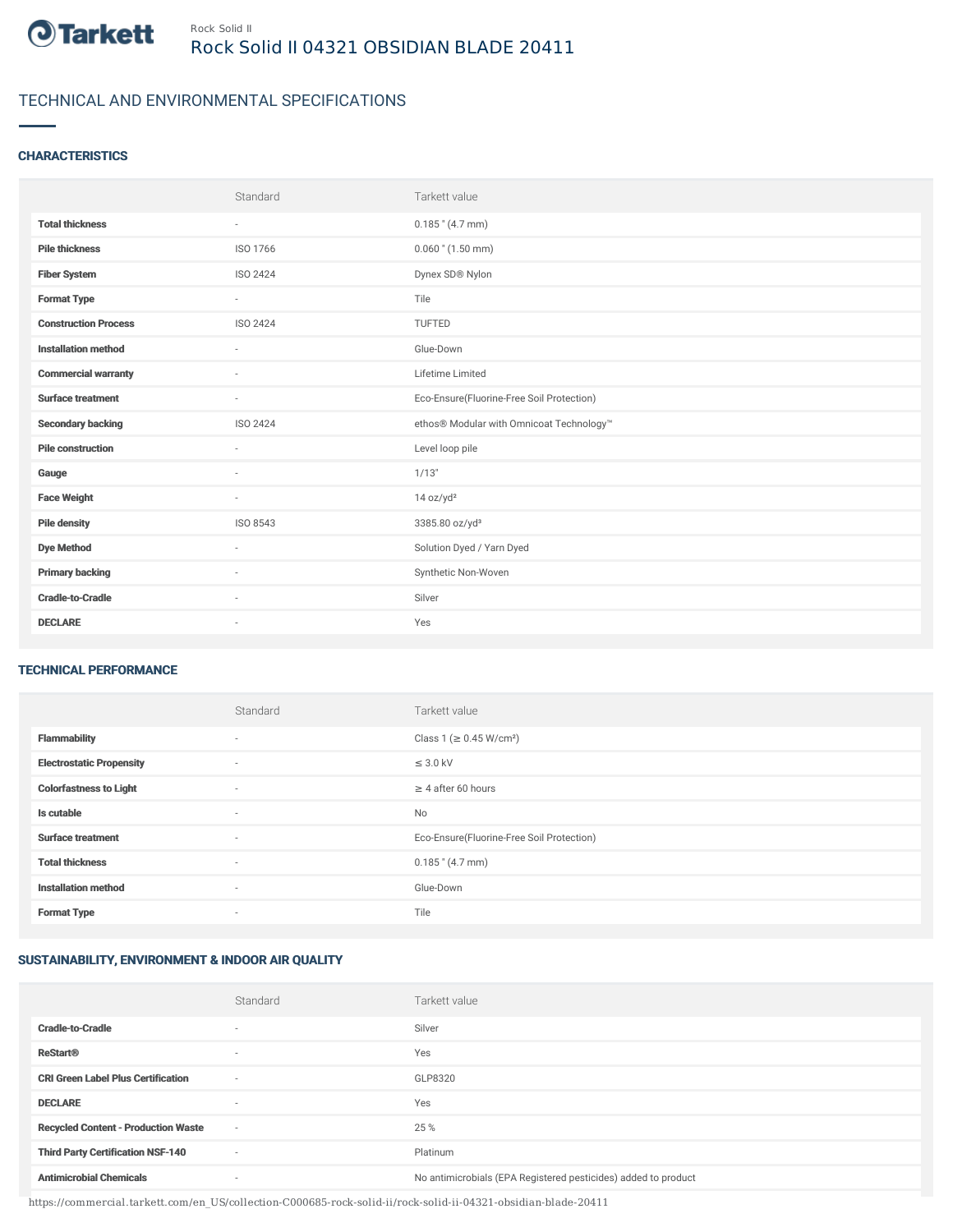Rock Solid II

# Rock Solid II 04321 OBSIDIAN BLADE 20411

## TECHNICAL AND ENVIRONMENTAL SPECIFICATIONS

### CHARACTERISTICS

| | Standard | Tarkett value |
|---|---|---|
| **Total thickness** | - | 0.185 " (4.7 mm) |
| **Pile thickness** | ISO 1766 | 0.060 " (1.50 mm) |
| **Fiber System** | ISO 2424 | Dynex SD® Nylon |
| **Format Type** | - | Tile |
| **Construction Process** | ISO 2424 | TUFTED |
| **Installation method** | - | Glue-Down |
| **Commercial warranty** | - | Lifetime Limited |
| **Surface treatment** | - | Eco-Ensure(Fluorine-Free Soil Protection) |
| **Secondary backing** | ISO 2424 | ethos® Modular with Omnicoat Technology™ |
| **Pile construction** | - | Level loop pile |
| **Gauge** | - | 1/13" |
| **Face Weight** | - | 14 oz/yd² |
| **Pile density** | ISO 8543 | 3385.80 oz/yd³ |
| **Dye Method** | - | Solution Dyed / Yarn Dyed |
| **Primary backing** | - | Synthetic Non-Woven |
| **Cradle-to-Cradle** | - | Silver |
| **DECLARE** | - | Yes |

### TECHNICAL PERFORMANCE

| | Standard | Tarkett value |
|---|---|---|
| **Flammability** | - | Class 1 (≥ 0.45 W/cm²) |
| **Electrostatic Propensity** | - | ≤ 3.0 kV |
| **Colorfastness to Light** | - | ≥ 4 after 60 hours |
| **Is cutable** | - | No |
| **Surface treatment** | - | Eco-Ensure(Fluorine-Free Soil Protection) |
| **Total thickness** | - | 0.185 " (4.7 mm) |
| **Installation method** | - | Glue-Down |
| **Format Type** | - | Tile |

### SUSTAINABILITY, ENVIRONMENT & INDOOR AIR QUALITY

| | Standard | Tarkett value |
|---|---|---|
| **Cradle-to-Cradle** | - | Silver |
| **ReStart®** | - | Yes |
| **CRI Green Label Plus Certification** | - | GLP8320 |
| **DECLARE** | - | Yes |
| **Recycled Content - Production Waste** | - | 25 % |
| **Third Party Certification NSF-140** | - | Platinum |
| **Antimicrobial Chemicals** | - | No antimicrobials (EPA Registered pesticides) added to product |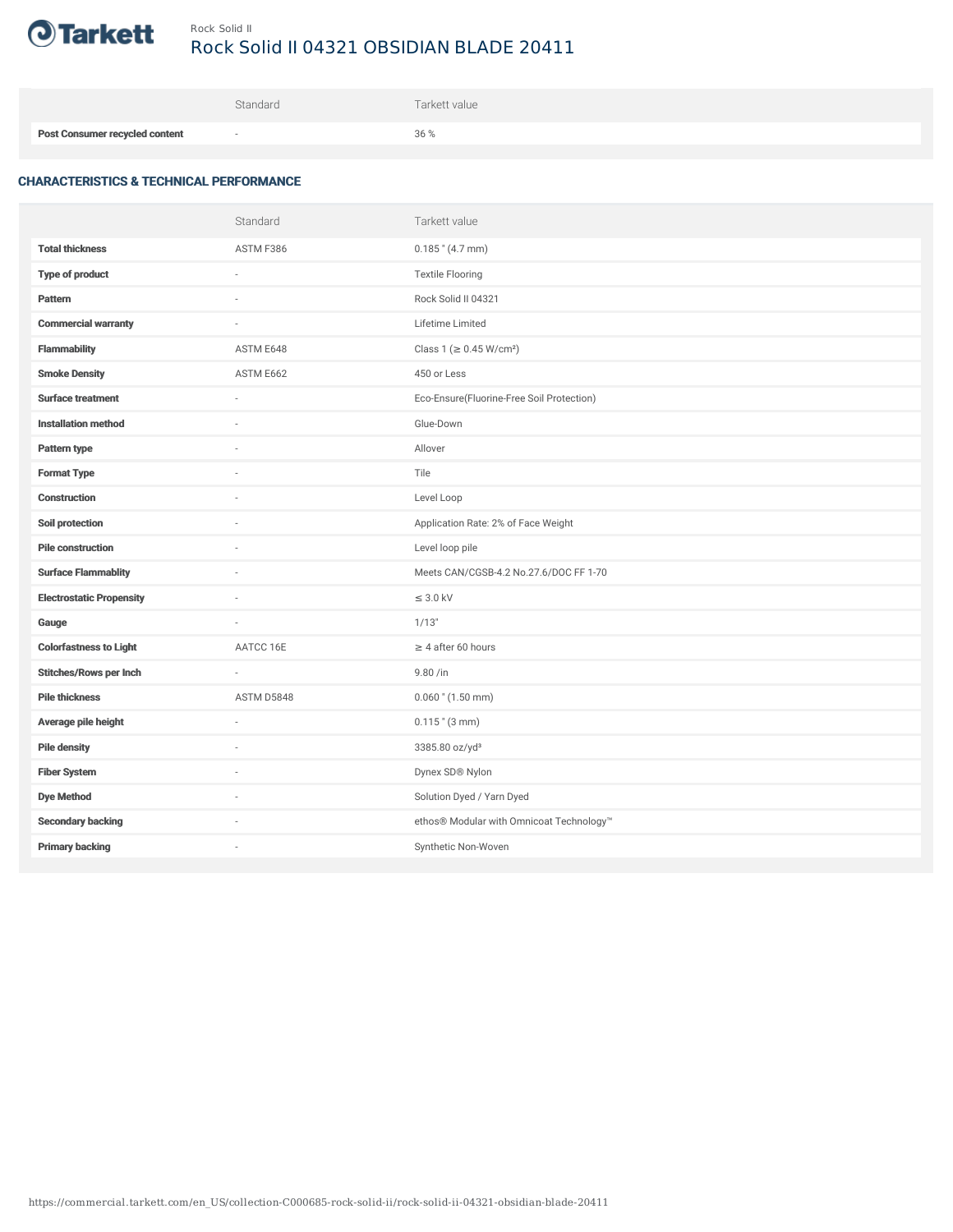Rock Solid II

# Rock Solid II 04321 OBSIDIAN BLADE 20411

| | Standard | Tarkett value |
|---|---|---|
| **Post Consumer recycled content** | - | 36 % |

## CHARACTERISTICS & TECHNICAL PERFORMANCE

| | Standard | Tarkett value |
|---|---|---|
| **Total thickness** | ASTM F386 | 0.185 " (4.7 mm) |
| **Type of product** | - | Textile Flooring |
| **Pattern** | - | Rock Solid II 04321 |
| **Commercial warranty** | - | Lifetime Limited |
| **Flammability** | ASTM E648 | Class 1 (≥ 0.45 W/cm²) |
| **Smoke Density** | ASTM E662 | 450 or Less |
| **Surface treatment** | - | Eco-Ensure(Fluorine-Free Soil Protection) |
| **Installation method** | - | Glue-Down |
| **Pattern type** | - | Allover |
| **Format Type** | - | Tile |
| **Construction** | - | Level Loop |
| **Soil protection** | - | Application Rate: 2% of Face Weight |
| **Pile construction** | - | Level loop pile |
| **Surface Flammablity** | - | Meets CAN/CGSB-4.2 No.27.6/DOC FF 1-70 |
| **Electrostatic Propensity** | - | ≤ 3.0 kV |
| **Gauge** | - | 1/13" |
| **Colorfastness to Light** | AATCC 16E | ≥ 4 after 60 hours |
| **Stitches/Rows per Inch** | - | 9.80 /in |
| **Pile thickness** | ASTM D5848 | 0.060 " (1.50 mm) |
| **Average pile height** | - | 0.115 " (3 mm) |
| **Pile density** | - | 3385.80 oz/yd³ |
| **Fiber System** | - | Dynex SD® Nylon |
| **Dye Method** | - | Solution Dyed / Yarn Dyed |
| **Secondary backing** | - | ethos® Modular with Omnicoat Technology™ |
| **Primary backing** | - | Synthetic Non-Woven |

https://commercial.tarkett.com/en_US/collection-C000685-rock-solid-ii/rock-solid-ii-04321-obsidian-blade-20411